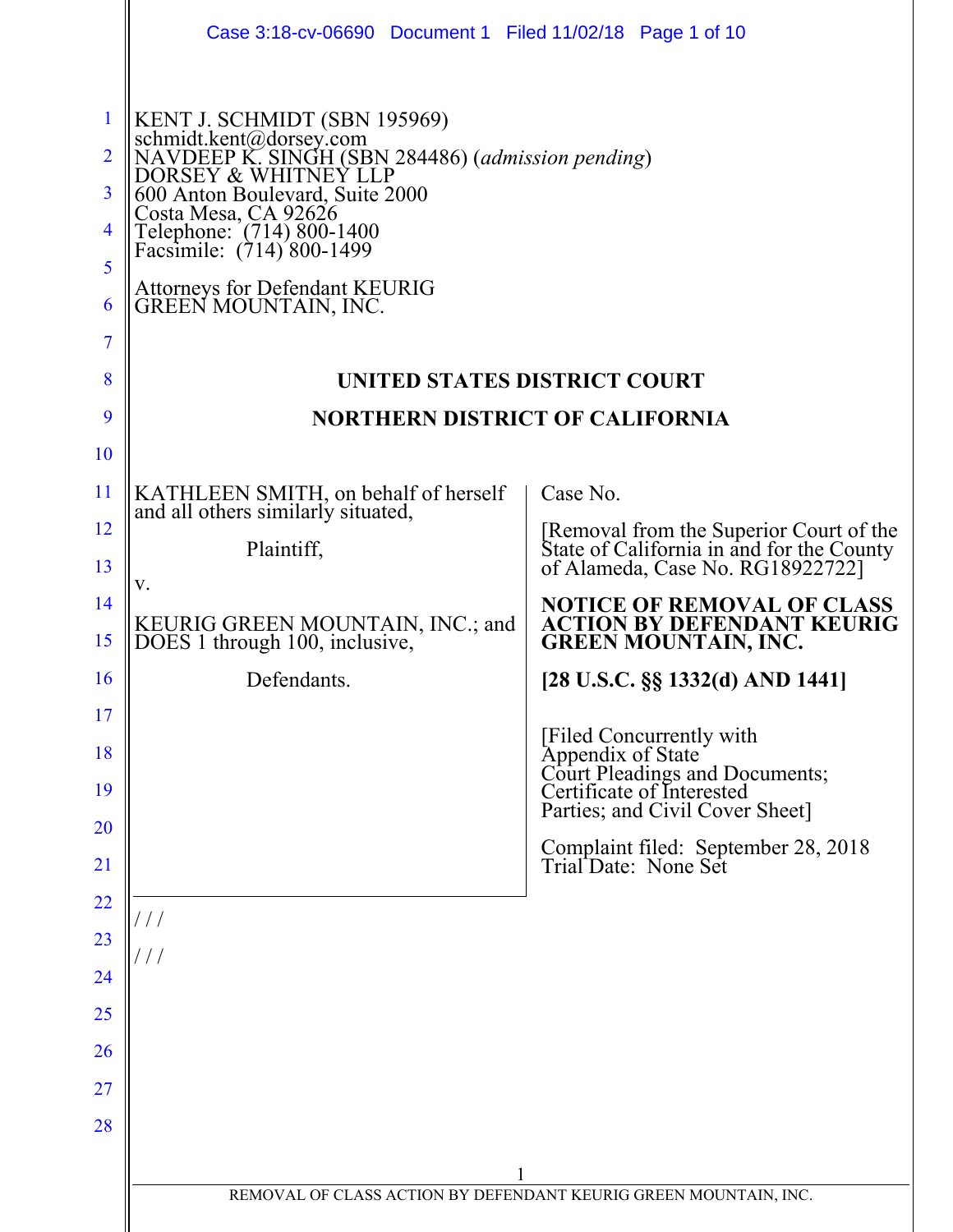KENT J. SCHMIDT (SBN 195969)
schmidt.kent@dorsey.com
NAVDEEP K. SINGH (SBN 284486) (*admission pending*)
DORSEY & WHITNEY LLP
600 Anton Boulevard, Suite 2000
Costa Mesa, CA 92626
Telephone: (714) 800-1400
Facsimile: (714) 800-1499

Attorneys for Defendant KEURIG GREEN MOUNTAIN, INC.

**UNITED STATES DISTRICT COURT**

**NORTHERN DISTRICT OF CALIFORNIA**

KATHLEEN SMITH, on behalf of herself and all others similarly situated,

Plaintiff,

v.

KEURIG GREEN MOUNTAIN, INC.; and DOES 1 through 100, inclusive,

Defendants.

Case No.

[Removal from the Superior Court of the State of California in and for the County of Alameda, Case No. RG18922722]

**NOTICE OF REMOVAL OF CLASS ACTION BY DEFENDANT KEURIG GREEN MOUNTAIN, INC.**

**[28 U.S.C. §§ 1332(d) AND 1441]**

[Filed Concurrently with Appendix of State Court Pleadings and Documents; Certificate of Interested Parties; and Civil Cover Sheet]

Complaint filed: September 28, 2018
Trial Date: None Set

/ / /

/ / /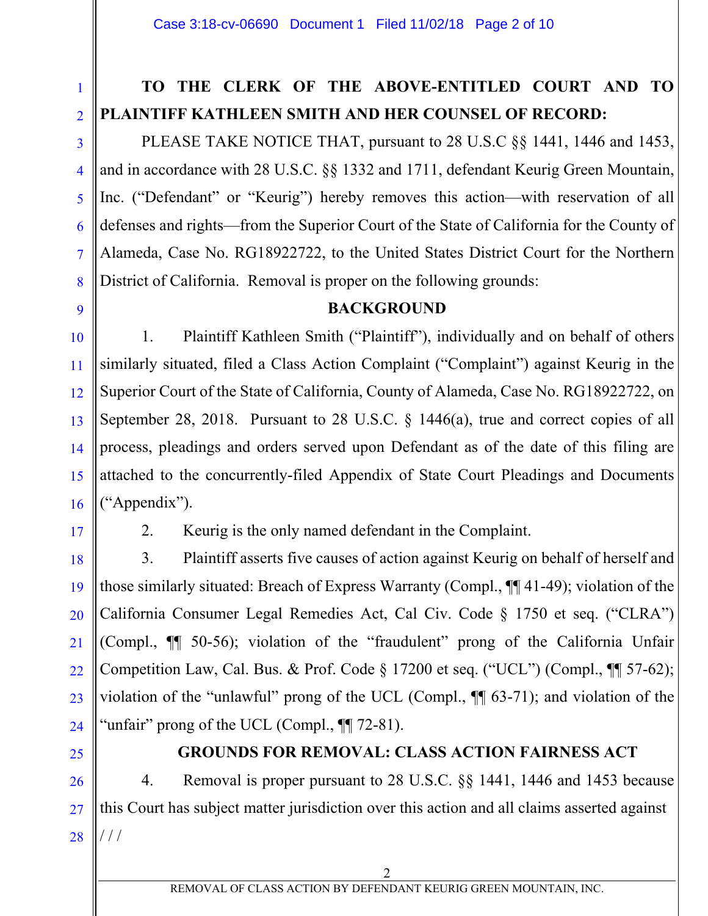**TO THE CLERK OF THE ABOVE-ENTITLED COURT AND TO PLAINTIFF KATHLEEN SMITH AND HER COUNSEL OF RECORD:**

PLEASE TAKE NOTICE THAT, pursuant to 28 U.S.C §§ 1441, 1446 and 1453, and in accordance with 28 U.S.C. §§ 1332 and 1711, defendant Keurig Green Mountain, Inc. ("Defendant" or "Keurig") hereby removes this action—with reservation of all defenses and rights—from the Superior Court of the State of California for the County of Alameda, Case No. RG18922722, to the United States District Court for the Northern District of California. Removal is proper on the following grounds:

## BACKGROUND

1. Plaintiff Kathleen Smith ("Plaintiff"), individually and on behalf of others similarly situated, filed a Class Action Complaint ("Complaint") against Keurig in the Superior Court of the State of California, County of Alameda, Case No. RG18922722, on September 28, 2018. Pursuant to 28 U.S.C. § 1446(a), true and correct copies of all process, pleadings and orders served upon Defendant as of the date of this filing are attached to the concurrently-filed Appendix of State Court Pleadings and Documents ("Appendix").

2. Keurig is the only named defendant in the Complaint.

3. Plaintiff asserts five causes of action against Keurig on behalf of herself and those similarly situated: Breach of Express Warranty (Compl., ¶¶ 41-49); violation of the California Consumer Legal Remedies Act, Cal Civ. Code § 1750 et seq. ("CLRA") (Compl., ¶¶ 50-56); violation of the "fraudulent" prong of the California Unfair Competition Law, Cal. Bus. & Prof. Code § 17200 et seq. ("UCL") (Compl., ¶¶ 57-62); violation of the "unlawful" prong of the UCL (Compl., ¶¶ 63-71); and violation of the "unfair" prong of the UCL (Compl., ¶¶ 72-81).

## GROUNDS FOR REMOVAL: CLASS ACTION FAIRNESS ACT

4. Removal is proper pursuant to 28 U.S.C. §§ 1441, 1446 and 1453 because this Court has subject matter jurisdiction over this action and all claims asserted against

/ / /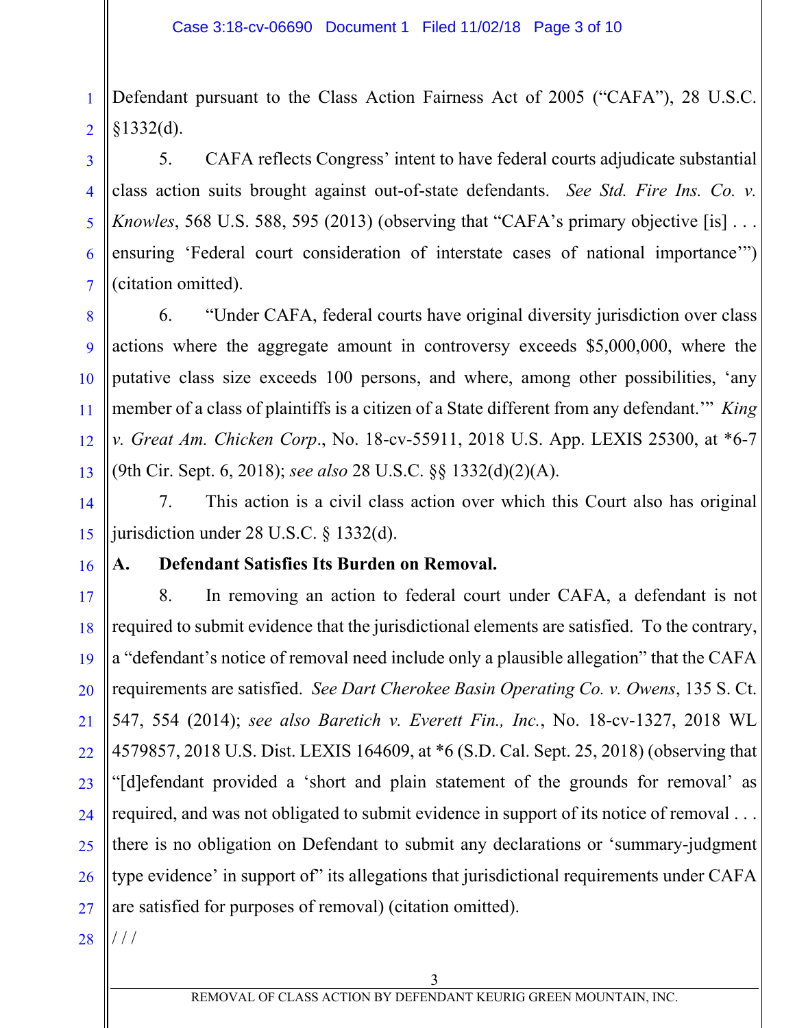Defendant pursuant to the Class Action Fairness Act of 2005 ("CAFA"), 28 U.S.C. §1332(d).

5. CAFA reflects Congress' intent to have federal courts adjudicate substantial class action suits brought against out-of-state defendants. *See Std. Fire Ins. Co. v. Knowles*, 568 U.S. 588, 595 (2013) (observing that "CAFA's primary objective [is] . . . ensuring 'Federal court consideration of interstate cases of national importance'") (citation omitted).

6. "Under CAFA, federal courts have original diversity jurisdiction over class actions where the aggregate amount in controversy exceeds $5,000,000, where the putative class size exceeds 100 persons, and where, among other possibilities, 'any member of a class of plaintiffs is a citizen of a State different from any defendant.'" *King v. Great Am. Chicken Corp*., No. 18-cv-55911, 2018 U.S. App. LEXIS 25300, at *6-7 (9th Cir. Sept. 6, 2018); *see also* 28 U.S.C. §§ 1332(d)(2)(A).

7. This action is a civil class action over which this Court also has original jurisdiction under 28 U.S.C. § 1332(d).

**A. Defendant Satisfies Its Burden on Removal.**

8. In removing an action to federal court under CAFA, a defendant is not required to submit evidence that the jurisdictional elements are satisfied. To the contrary, a "defendant's notice of removal need include only a plausible allegation" that the CAFA requirements are satisfied. *See Dart Cherokee Basin Operating Co. v. Owens*, 135 S. Ct. 547, 554 (2014); *see also Baretich v. Everett Fin., Inc.*, No. 18-cv-1327, 2018 WL 4579857, 2018 U.S. Dist. LEXIS 164609, at *6 (S.D. Cal. Sept. 25, 2018) (observing that "[d]efendant provided a 'short and plain statement of the grounds for removal' as required, and was not obligated to submit evidence in support of its notice of removal . . . there is no obligation on Defendant to submit any declarations or 'summary-judgment type evidence' in support of" its allegations that jurisdictional requirements under CAFA are satisfied for purposes of removal) (citation omitted).

/ / /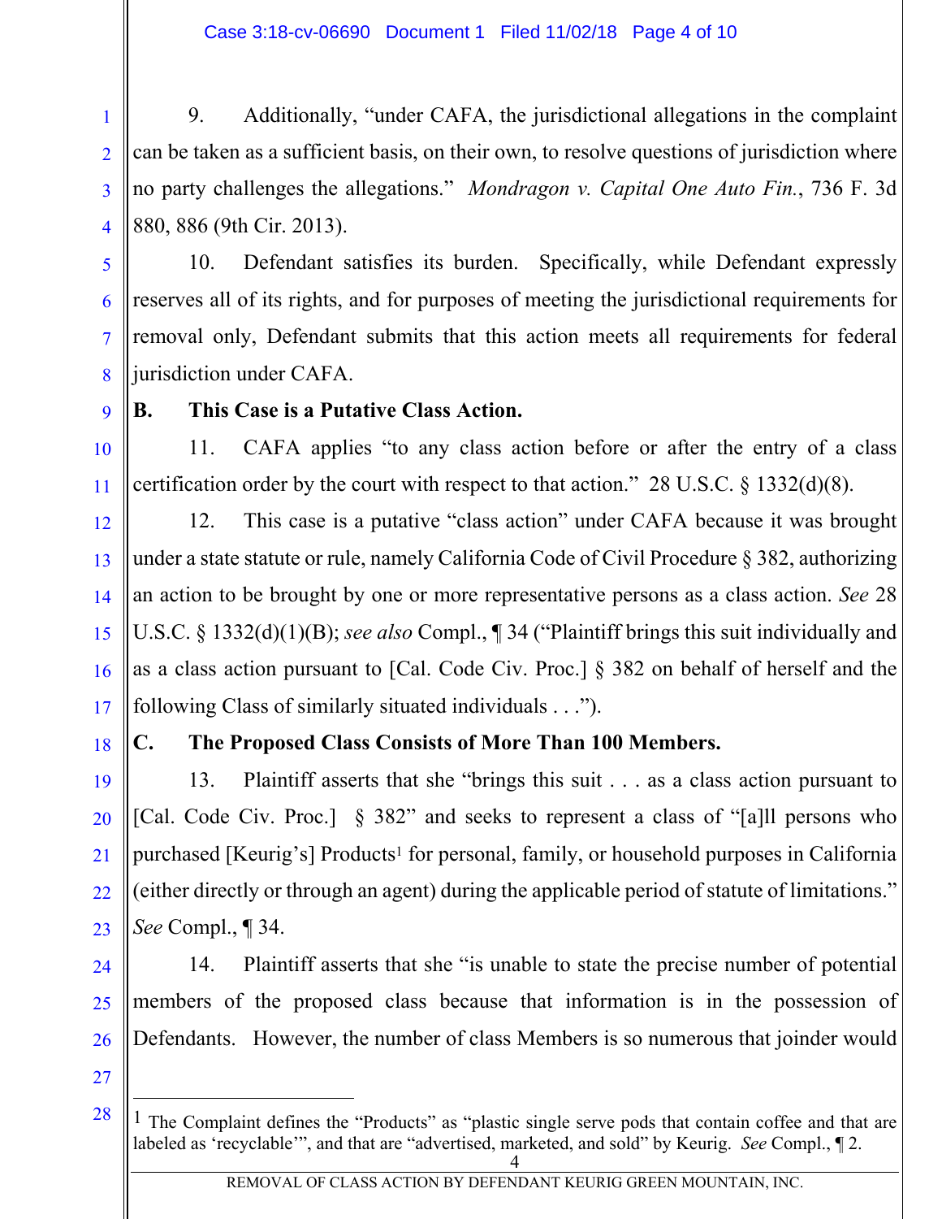9. Additionally, "under CAFA, the jurisdictional allegations in the complaint can be taken as a sufficient basis, on their own, to resolve questions of jurisdiction where no party challenges the allegations." *Mondragon v. Capital One Auto Fin.*, 736 F. 3d 880, 886 (9th Cir. 2013).

10. Defendant satisfies its burden. Specifically, while Defendant expressly reserves all of its rights, and for purposes of meeting the jurisdictional requirements for removal only, Defendant submits that this action meets all requirements for federal jurisdiction under CAFA.

**B. This Case is a Putative Class Action.**

11. CAFA applies "to any class action before or after the entry of a class certification order by the court with respect to that action." 28 U.S.C. § 1332(d)(8).

12. This case is a putative "class action" under CAFA because it was brought under a state statute or rule, namely California Code of Civil Procedure § 382, authorizing an action to be brought by one or more representative persons as a class action. *See* 28 U.S.C. § 1332(d)(1)(B); *see also* Compl., ¶ 34 ("Plaintiff brings this suit individually and as a class action pursuant to [Cal. Code Civ. Proc.] § 382 on behalf of herself and the following Class of similarly situated individuals . . .").

**C. The Proposed Class Consists of More Than 100 Members.**

13. Plaintiff asserts that she "brings this suit . . . as a class action pursuant to [Cal. Code Civ. Proc.] § 382" and seeks to represent a class of "[a]ll persons who purchased [Keurig's] Products[1] for personal, family, or household purposes in California (either directly or through an agent) during the applicable period of statute of limitations." *See* Compl., ¶ 34.

14. Plaintiff asserts that she "is unable to state the precise number of potential members of the proposed class because that information is in the possession of Defendants. However, the number of class Members is so numerous that joinder would

---

[1] The Complaint defines the "Products" as "plastic single serve pods that contain coffee and that are labeled as 'recyclable'", and that are "advertised, marketed, and sold" by Keurig. *See* Compl., ¶ 2.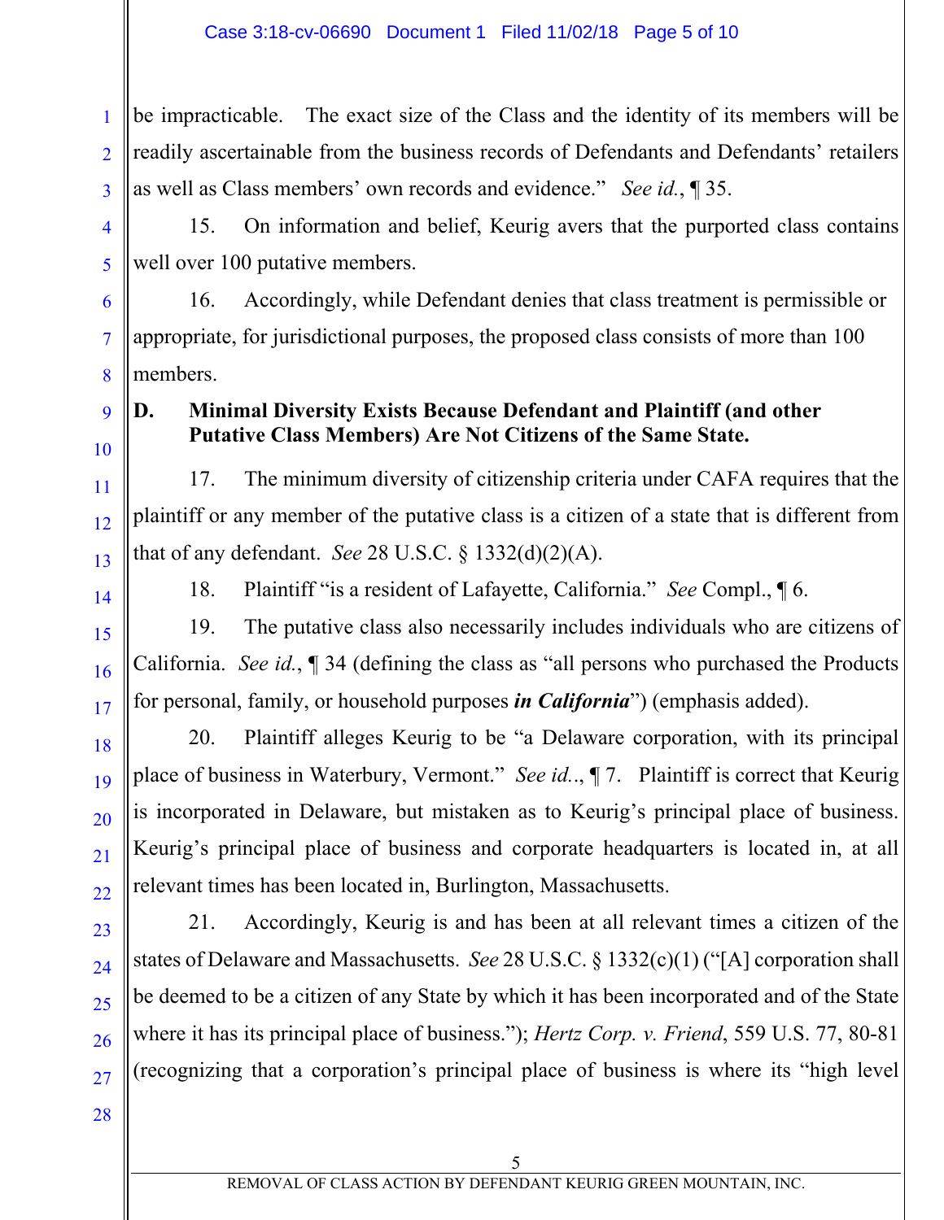be impracticable. The exact size of the Class and the identity of its members will be readily ascertainable from the business records of Defendants and Defendants' retailers as well as Class members' own records and evidence." *See id.*, ¶ 35.

15. On information and belief, Keurig avers that the purported class contains well over 100 putative members.

16. Accordingly, while Defendant denies that class treatment is permissible or appropriate, for jurisdictional purposes, the proposed class consists of more than 100 members.

### D. Minimal Diversity Exists Because Defendant and Plaintiff (and other Putative Class Members) Are Not Citizens of the Same State.

17. The minimum diversity of citizenship criteria under CAFA requires that the plaintiff or any member of the putative class is a citizen of a state that is different from that of any defendant. *See* 28 U.S.C. § 1332(d)(2)(A).

18. Plaintiff "is a resident of Lafayette, California." *See* Compl., ¶ 6.

19. The putative class also necessarily includes individuals who are citizens of California. *See id.*, ¶ 34 (defining the class as "all persons who purchased the Products for personal, family, or household purposes ***in California***") (emphasis added).

20. Plaintiff alleges Keurig to be "a Delaware corporation, with its principal place of business in Waterbury, Vermont." *See id..*, ¶ 7. Plaintiff is correct that Keurig is incorporated in Delaware, but mistaken as to Keurig's principal place of business. Keurig's principal place of business and corporate headquarters is located in, at all relevant times has been located in, Burlington, Massachusetts.

21. Accordingly, Keurig is and has been at all relevant times a citizen of the states of Delaware and Massachusetts. *See* 28 U.S.C. § 1332(c)(1) ("[A] corporation shall be deemed to be a citizen of any State by which it has been incorporated and of the State where it has its principal place of business."); *Hertz Corp. v. Friend*, 559 U.S. 77, 80-81 (recognizing that a corporation's principal place of business is where its "high level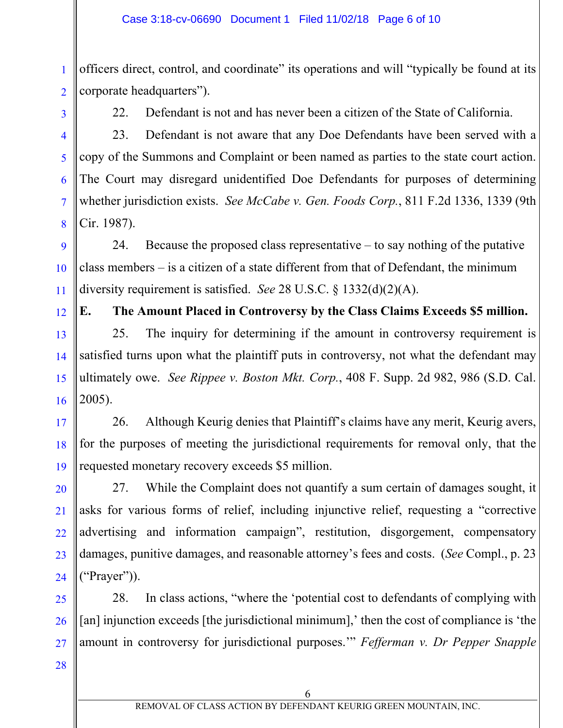officers direct, control, and coordinate" its operations and will "typically be found at its corporate headquarters").

22. Defendant is not and has never been a citizen of the State of California.

23. Defendant is not aware that any Doe Defendants have been served with a copy of the Summons and Complaint or been named as parties to the state court action. The Court may disregard unidentified Doe Defendants for purposes of determining whether jurisdiction exists. *See McCabe v. Gen. Foods Corp.*, 811 F.2d 1336, 1339 (9th Cir. 1987).

24. Because the proposed class representative – to say nothing of the putative class members – is a citizen of a state different from that of Defendant, the minimum diversity requirement is satisfied. *See* 28 U.S.C. § 1332(d)(2)(A).

**E. The Amount Placed in Controversy by the Class Claims Exceeds $5 million.**

25. The inquiry for determining if the amount in controversy requirement is satisfied turns upon what the plaintiff puts in controversy, not what the defendant may ultimately owe. *See Rippee v. Boston Mkt. Corp.*, 408 F. Supp. 2d 982, 986 (S.D. Cal. 2005).

26. Although Keurig denies that Plaintiff's claims have any merit, Keurig avers, for the purposes of meeting the jurisdictional requirements for removal only, that the requested monetary recovery exceeds $5 million.

27. While the Complaint does not quantify a sum certain of damages sought, it asks for various forms of relief, including injunctive relief, requesting a "corrective advertising and information campaign", restitution, disgorgement, compensatory damages, punitive damages, and reasonable attorney's fees and costs. (*See* Compl., p. 23 ("Prayer")).

28. In class actions, "where the 'potential cost to defendants of complying with [an] injunction exceeds [the jurisdictional minimum],' then the cost of compliance is 'the amount in controversy for jurisdictional purposes.'" *Fefferman v. Dr Pepper Snapple*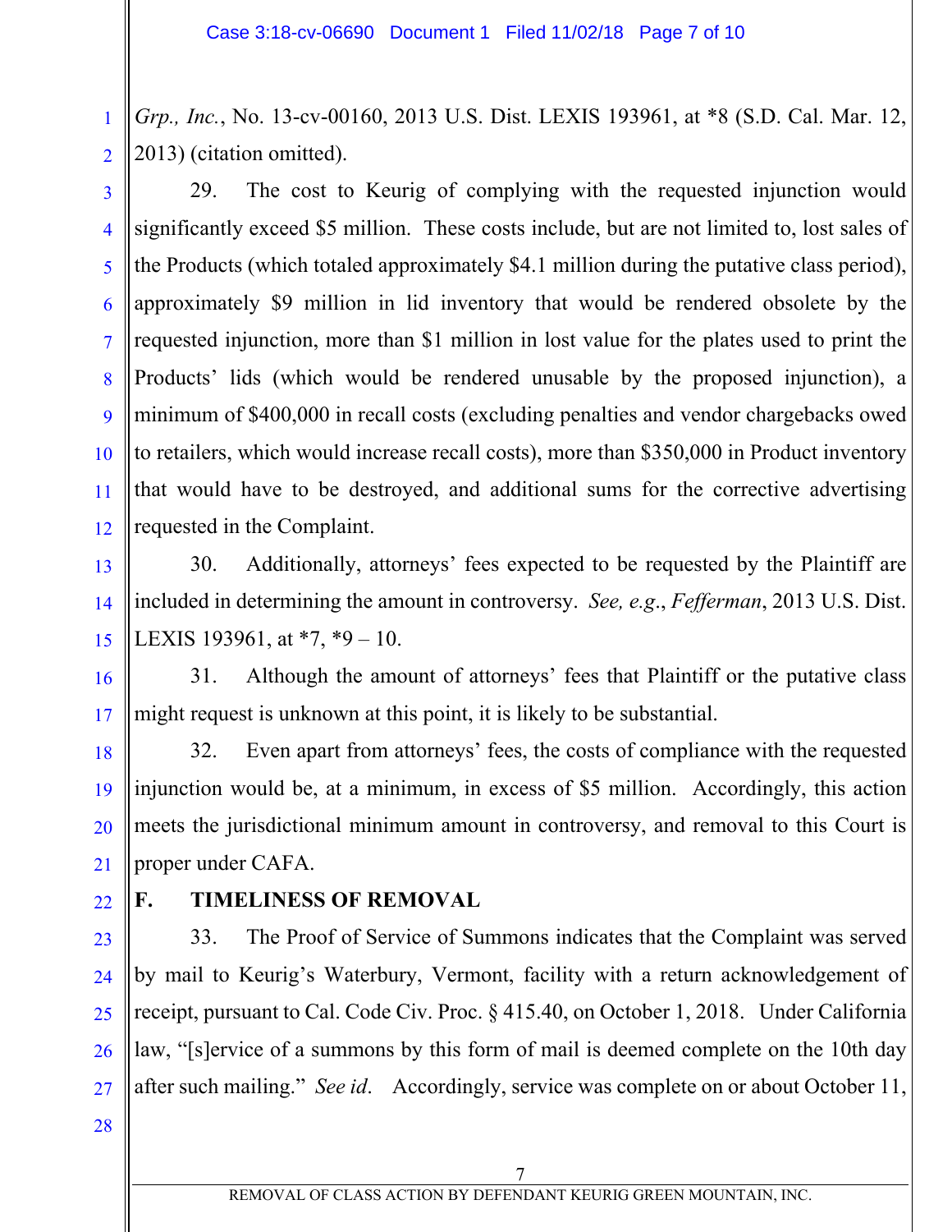*Grp., Inc.*, No. 13-cv-00160, 2013 U.S. Dist. LEXIS 193961, at *8 (S.D. Cal. Mar. 12, 2013) (citation omitted).

29. The cost to Keurig of complying with the requested injunction would significantly exceed $5 million. These costs include, but are not limited to, lost sales of the Products (which totaled approximately $4.1 million during the putative class period), approximately $9 million in lid inventory that would be rendered obsolete by the requested injunction, more than $1 million in lost value for the plates used to print the Products' lids (which would be rendered unusable by the proposed injunction), a minimum of $400,000 in recall costs (excluding penalties and vendor chargebacks owed to retailers, which would increase recall costs), more than $350,000 in Product inventory that would have to be destroyed, and additional sums for the corrective advertising requested in the Complaint.

30. Additionally, attorneys' fees expected to be requested by the Plaintiff are included in determining the amount in controversy. *See, e.g.*, *Fefferman*, 2013 U.S. Dist. LEXIS 193961, at *7, *9 – 10.

31. Although the amount of attorneys' fees that Plaintiff or the putative class might request is unknown at this point, it is likely to be substantial.

32. Even apart from attorneys' fees, the costs of compliance with the requested injunction would be, at a minimum, in excess of $5 million. Accordingly, this action meets the jurisdictional minimum amount in controversy, and removal to this Court is proper under CAFA.

## F. TIMELINESS OF REMOVAL

33. The Proof of Service of Summons indicates that the Complaint was served by mail to Keurig's Waterbury, Vermont, facility with a return acknowledgement of receipt, pursuant to Cal. Code Civ. Proc. § 415.40, on October 1, 2018. Under California law, "[s]ervice of a summons by this form of mail is deemed complete on the 10th day after such mailing." *See id*. Accordingly, service was complete on or about October 11,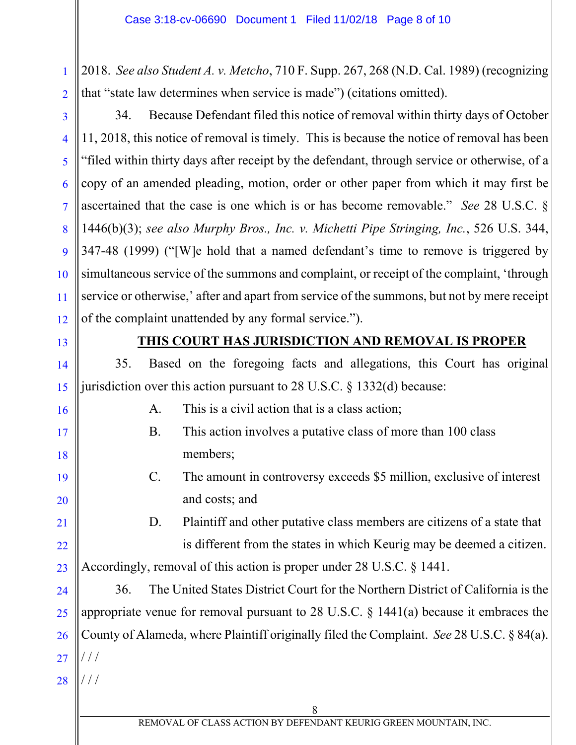2018. *See also Student A. v. Metcho*, 710 F. Supp. 267, 268 (N.D. Cal. 1989) (recognizing that "state law determines when service is made") (citations omitted).

34. Because Defendant filed this notice of removal within thirty days of October 11, 2018, this notice of removal is timely. This is because the notice of removal has been "filed within thirty days after receipt by the defendant, through service or otherwise, of a copy of an amended pleading, motion, order or other paper from which it may first be ascertained that the case is one which is or has become removable." *See* 28 U.S.C. § 1446(b)(3); *see also Murphy Bros., Inc. v. Michetti Pipe Stringing, Inc.*, 526 U.S. 344, 347-48 (1999) ("[W]e hold that a named defendant's time to remove is triggered by simultaneous service of the summons and complaint, or receipt of the complaint, 'through service or otherwise,' after and apart from service of the summons, but not by mere receipt of the complaint unattended by any formal service.").

## THIS COURT HAS JURISDICTION AND REMOVAL IS PROPER

35. Based on the foregoing facts and allegations, this Court has original jurisdiction over this action pursuant to 28 U.S.C. § 1332(d) because:

A. This is a civil action that is a class action;

B. This action involves a putative class of more than 100 class members;

C. The amount in controversy exceeds $5 million, exclusive of interest and costs; and

D. Plaintiff and other putative class members are citizens of a state that is different from the states in which Keurig may be deemed a citizen.

Accordingly, removal of this action is proper under 28 U.S.C. § 1441.

36. The United States District Court for the Northern District of California is the appropriate venue for removal pursuant to 28 U.S.C. § 1441(a) because it embraces the County of Alameda, where Plaintiff originally filed the Complaint. *See* 28 U.S.C. § 84(a).

/ / /

/ / /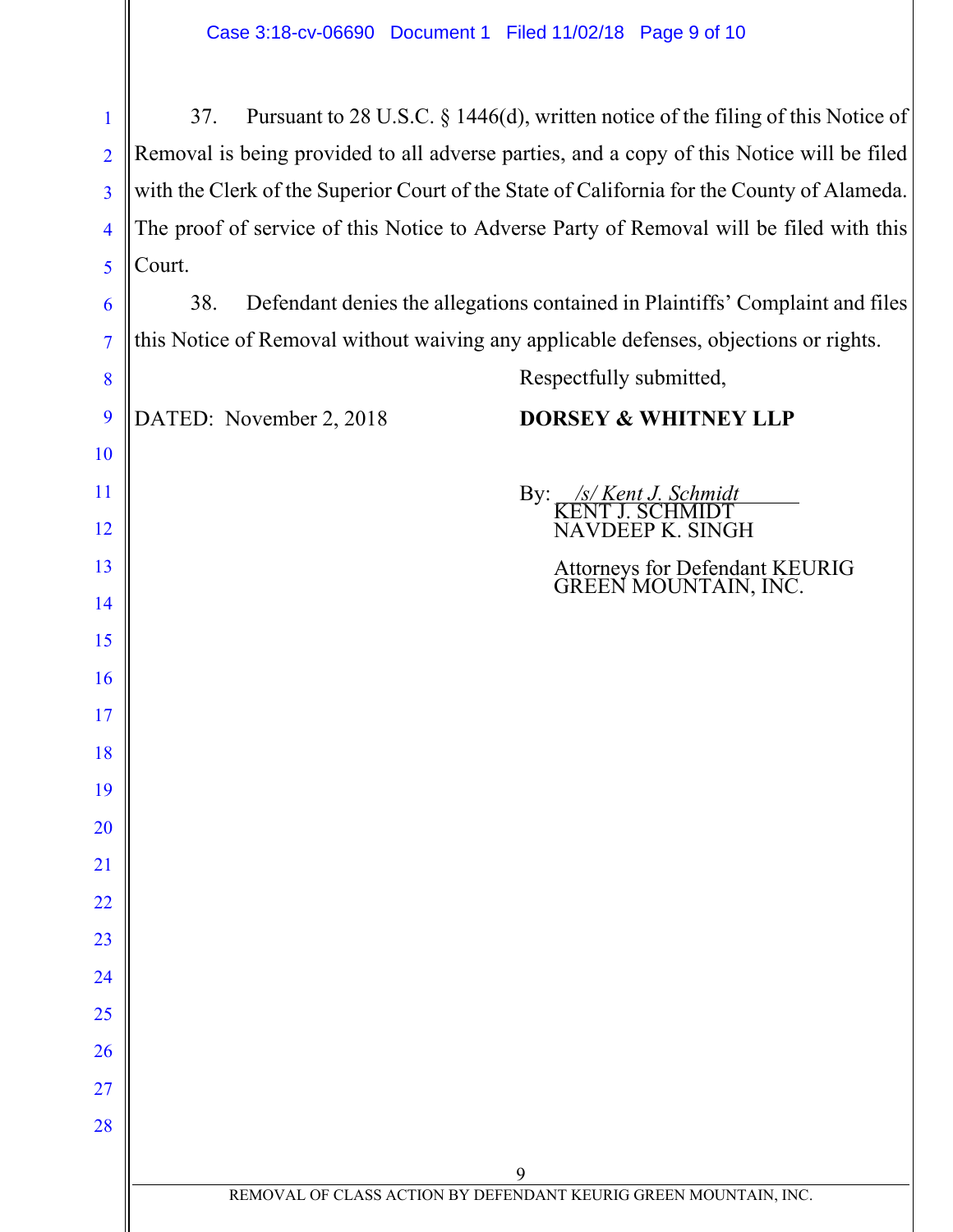37. Pursuant to 28 U.S.C. § 1446(d), written notice of the filing of this Notice of Removal is being provided to all adverse parties, and a copy of this Notice will be filed with the Clerk of the Superior Court of the State of California for the County of Alameda. The proof of service of this Notice to Adverse Party of Removal will be filed with this Court.

38. Defendant denies the allegations contained in Plaintiffs' Complaint and files this Notice of Removal without waiving any applicable defenses, objections or rights.

Respectfully submitted,

DATED: November 2, 2018

**DORSEY & WHITNEY LLP**

By: */s/ Kent J. Schmidt*
KENT J. SCHMIDT
NAVDEEP K. SINGH

Attorneys for Defendant KEURIG GREEN MOUNTAIN, INC.